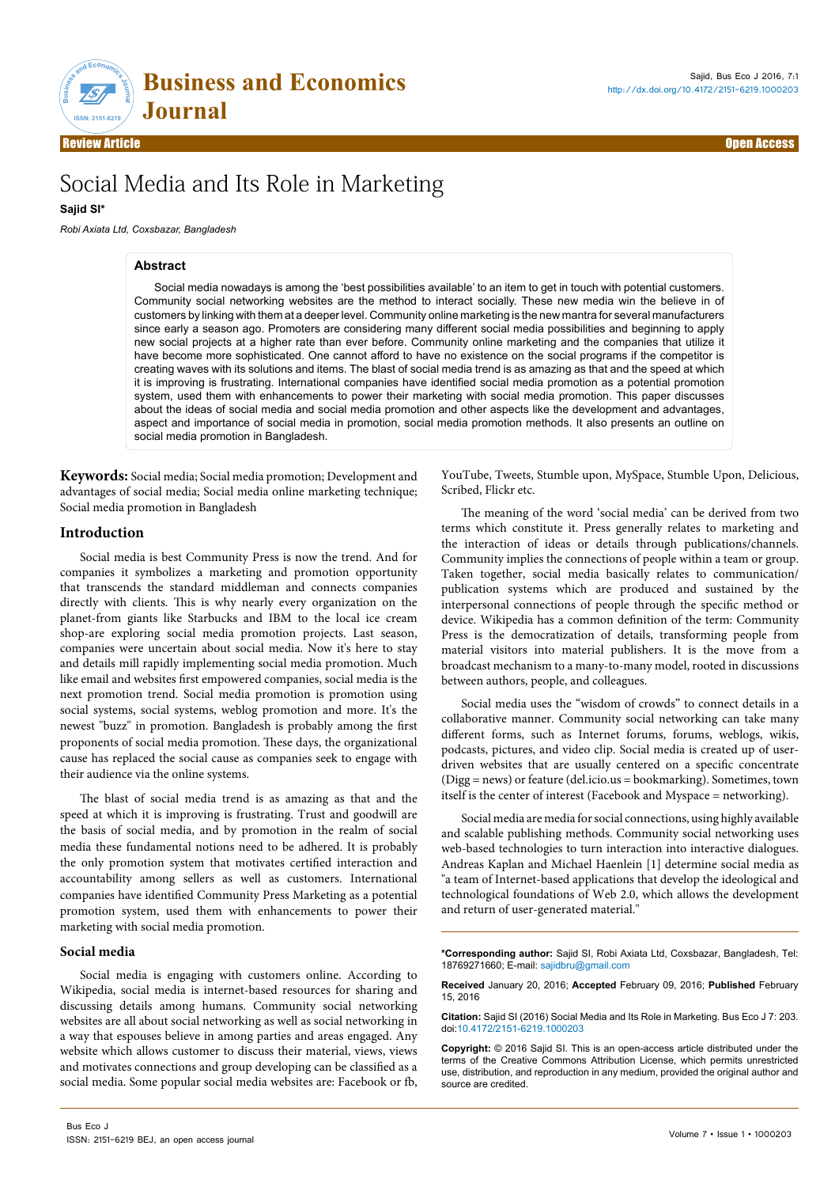# Business and Economics Journal

**Review Article** **Open Access**

# Social Media and Its Role in Marketing

**Sajid SI***

*Robi Axiata Ltd, Coxsbazar, Bangladesh*

## Abstract

Social media nowadays is among the 'best possibilities available' to an item to get in touch with potential customers. Community social networking websites are the method to interact socially. These new media win the believe in of customers by linking with them at a deeper level. Community online marketing is the new mantra for several manufacturers since early a season ago. Promoters are considering many different social media possibilities and beginning to apply new social projects at a higher rate than ever before. Community online marketing and the companies that utilize it have become more sophisticated. One cannot afford to have no existence on the social programs if the competitor is creating waves with its solutions and items. The blast of social media trend is as amazing as that and the speed at which it is improving is frustrating. International companies have identified social media promotion as a potential promotion system, used them with enhancements to power their marketing with social media promotion. This paper discusses about the ideas of social media and social media promotion and other aspects like the development and advantages, aspect and importance of social media in promotion, social media promotion methods. It also presents an outline on social media promotion in Bangladesh.

**Keywords:** Social media; Social media promotion; Development and advantages of social media; Social media online marketing technique; Social media promotion in Bangladesh

## Introduction

Social media is best Community Press is now the trend. And for companies it symbolizes a marketing and promotion opportunity that transcends the standard middleman and connects companies directly with clients. This is why nearly every organization on the planet-from giants like Starbucks and IBM to the local ice cream shop-are exploring social media promotion projects. Last season, companies were uncertain about social media. Now it's here to stay and details mill rapidly implementing social media promotion. Much like email and websites first empowered companies, social media is the next promotion trend. Social media promotion is promotion using social systems, social systems, weblog promotion and more. It's the newest "buzz" in promotion. Bangladesh is probably among the first proponents of social media promotion. These days, the organizational cause has replaced the social cause as companies seek to engage with their audience via the online systems.

The blast of social media trend is as amazing as that and the speed at which it is improving is frustrating. Trust and goodwill are the basis of social media, and by promotion in the realm of social media these fundamental notions need to be adhered. It is probably the only promotion system that motivates certified interaction and accountability among sellers as well as customers. International companies have identified Community Press Marketing as a potential promotion system, used them with enhancements to power their marketing with social media promotion.

### Social media

Social media is engaging with customers online. According to Wikipedia, social media is internet-based resources for sharing and discussing details among humans. Community social networking websites are all about social networking as well as social networking in a way that espouses believe in among parties and areas engaged. Any website which allows customer to discuss their material, views, views and motivates connections and group developing can be classified as a social media. Some popular social media websites are: Facebook or fb, YouTube, Tweets, Stumble upon, MySpace, Stumble Upon, Delicious, Scribed, Flickr etc.

The meaning of the word 'social media' can be derived from two terms which constitute it. Press generally relates to marketing and the interaction of ideas or details through publications/channels. Community implies the connections of people within a team or group. Taken together, social media basically relates to communication/publication systems which are produced and sustained by the interpersonal connections of people through the specific method or device. Wikipedia has a common definition of the term: Community Press is the democratization of details, transforming people from material visitors into material publishers. It is the move from a broadcast mechanism to a many-to-many model, rooted in discussions between authors, people, and colleagues.

Social media uses the "wisdom of crowds" to connect details in a collaborative manner. Community social networking can take many different forms, such as Internet forums, forums, weblogs, wikis, podcasts, pictures, and video clip. Social media is created up of user-driven websites that are usually centered on a specific concentrate (Digg = news) or feature (del.icio.us = bookmarking). Sometimes, town itself is the center of interest (Facebook and Myspace = networking).

Social media are media for social connections, using highly available and scalable publishing methods. Community social networking uses web-based technologies to turn interaction into interactive dialogues. Andreas Kaplan and Michael Haenlein [1] determine social media as "a team of Internet-based applications that develop the ideological and technological foundations of Web 2.0, which allows the development and return of user-generated material."

**\*Corresponding author:** Sajid SI, Robi Axiata Ltd, Coxsbazar, Bangladesh, Tel: 18769271660; E-mail: sajidbru@gmail.com

**Received** January 20, 2016; **Accepted** February 09, 2016; **Published** February 15, 2016

**Citation:** Sajid SI (2016) Social Media and Its Role in Marketing. Bus Eco J 7: 203. doi:10.4172/2151-6219.1000203

**Copyright:** © 2016 Sajid SI. This is an open-access article distributed under the terms of the Creative Commons Attribution License, which permits unrestricted use, distribution, and reproduction in any medium, provided the original author and source are credited.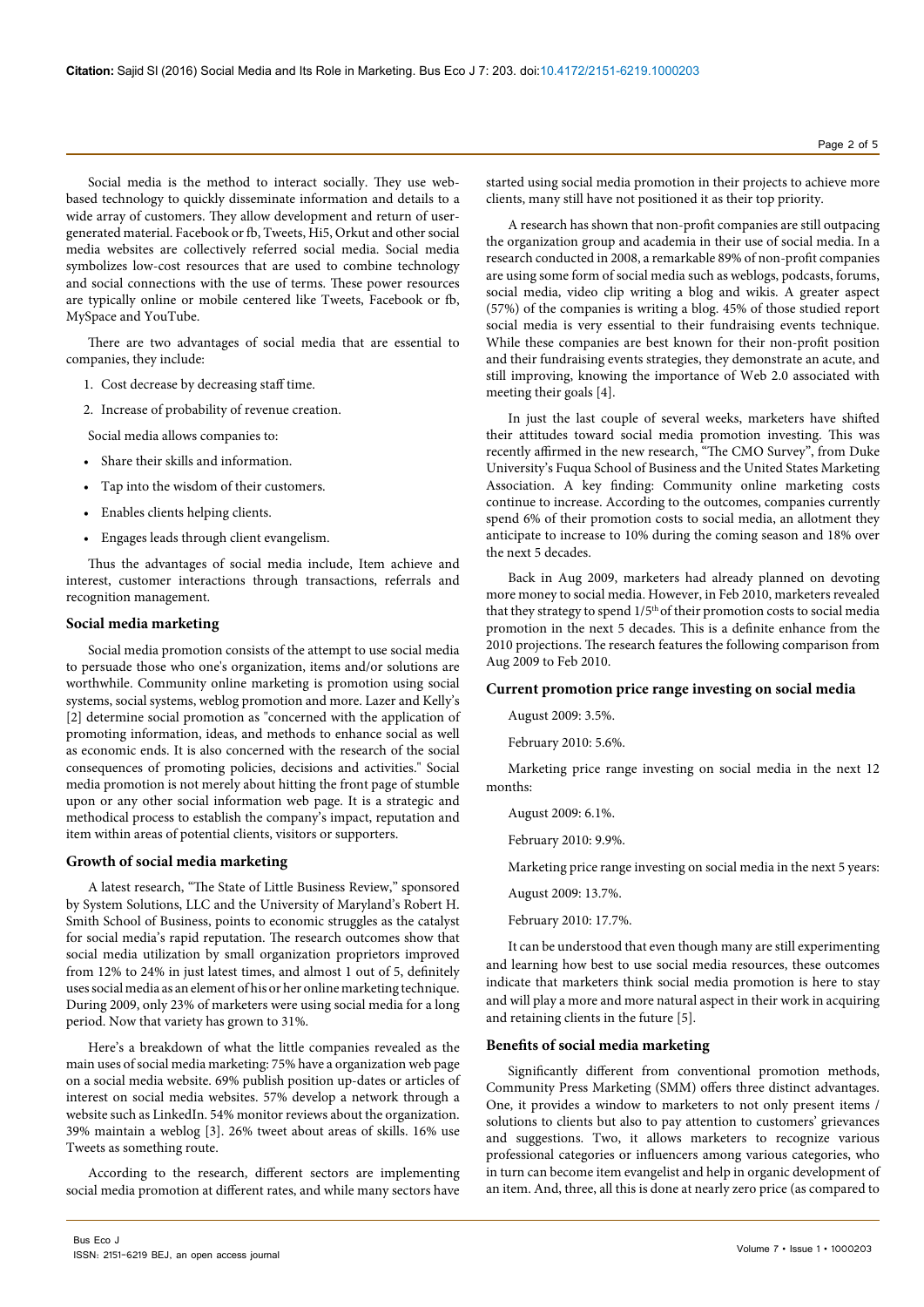Social media is the method to interact socially. They use web-based technology to quickly disseminate information and details to a wide array of customers. They allow development and return of user-generated material. Facebook or fb, Tweets, Hi5, Orkut and other social media websites are collectively referred social media. Social media symbolizes low-cost resources that are used to combine technology and social connections with the use of terms. These power resources are typically online or mobile centered like Tweets, Facebook or fb, MySpace and YouTube.

There are two advantages of social media that are essential to companies, they include:

1. Cost decrease by decreasing staff time.
2. Increase of probability of revenue creation.

Social media allows companies to:

- Share their skills and information.
- Tap into the wisdom of their customers.
- Enables clients helping clients.
- Engages leads through client evangelism.

Thus the advantages of social media include, Item achieve and interest, customer interactions through transactions, referrals and recognition management.

### Social media marketing

Social media promotion consists of the attempt to use social media to persuade those who one's organization, items and/or solutions are worthwhile. Community online marketing is promotion using social systems, social systems, weblog promotion and more. Lazer and Kelly's [2] determine social promotion as "concerned with the application of promoting information, ideas, and methods to enhance social as well as economic ends. It is also concerned with the research of the social consequences of promoting policies, decisions and activities." Social media promotion is not merely about hitting the front page of stumble upon or any other social information web page. It is a strategic and methodical process to establish the company's impact, reputation and item within areas of potential clients, visitors or supporters.

### Growth of social media marketing

A latest research, "The State of Little Business Review," sponsored by System Solutions, LLC and the University of Maryland's Robert H. Smith School of Business, points to economic struggles as the catalyst for social media's rapid reputation. The research outcomes show that social media utilization by small organization proprietors improved from 12% to 24% in just latest times, and almost 1 out of 5, definitely uses social media as an element of his or her online marketing technique. During 2009, only 23% of marketers were using social media for a long period. Now that variety has grown to 31%.

Here's a breakdown of what the little companies revealed as the main uses of social media marketing: 75% have a organization web page on a social media website. 69% publish position up-dates or articles of interest on social media websites. 57% develop a network through a website such as LinkedIn. 54% monitor reviews about the organization. 39% maintain a weblog [3]. 26% tweet about areas of skills. 16% use Tweets as something route.

According to the research, different sectors are implementing social media promotion at different rates, and while many sectors have started using social media promotion in their projects to achieve more clients, many still have not positioned it as their top priority.

A research has shown that non-profit companies are still outpacing the organization group and academia in their use of social media. In a research conducted in 2008, a remarkable 89% of non-profit companies are using some form of social media such as weblogs, podcasts, forums, social media, video clip writing a blog and wikis. A greater aspect (57%) of the companies is writing a blog. 45% of those studied report social media is very essential to their fundraising events technique. While these companies are best known for their non-profit position and their fundraising events strategies, they demonstrate an acute, and still improving, knowing the importance of Web 2.0 associated with meeting their goals [4].

In just the last couple of several weeks, marketers have shifted their attitudes toward social media promotion investing. This was recently affirmed in the new research, "The CMO Survey", from Duke University's Fuqua School of Business and the United States Marketing Association. A key finding: Community online marketing costs continue to increase. According to the outcomes, companies currently spend 6% of their promotion costs to social media, an allotment they anticipate to increase to 10% during the coming season and 18% over the next 5 decades.

Back in Aug 2009, marketers had already planned on devoting more money to social media. However, in Feb 2010, marketers revealed that they strategy to spend 1/5th of their promotion costs to social media promotion in the next 5 decades. This is a definite enhance from the 2010 projections. The research features the following comparison from Aug 2009 to Feb 2010.

### Current promotion price range investing on social media

August 2009: 3.5%.

February 2010: 5.6%.

Marketing price range investing on social media in the next 12 months:

August 2009: 6.1%.

February 2010: 9.9%.

Marketing price range investing on social media in the next 5 years:

August 2009: 13.7%.

February 2010: 17.7%.

It can be understood that even though many are still experimenting and learning how best to use social media resources, these outcomes indicate that marketers think social media promotion is here to stay and will play a more and more natural aspect in their work in acquiring and retaining clients in the future [5].

### Benefits of social media marketing

Significantly different from conventional promotion methods, Community Press Marketing (SMM) offers three distinct advantages. One, it provides a window to marketers to not only present items / solutions to clients but also to pay attention to customers' grievances and suggestions. Two, it allows marketers to recognize various professional categories or influencers among various categories, who in turn can become item evangelist and help in organic development of an item. And, three, all this is done at nearly zero price (as compared to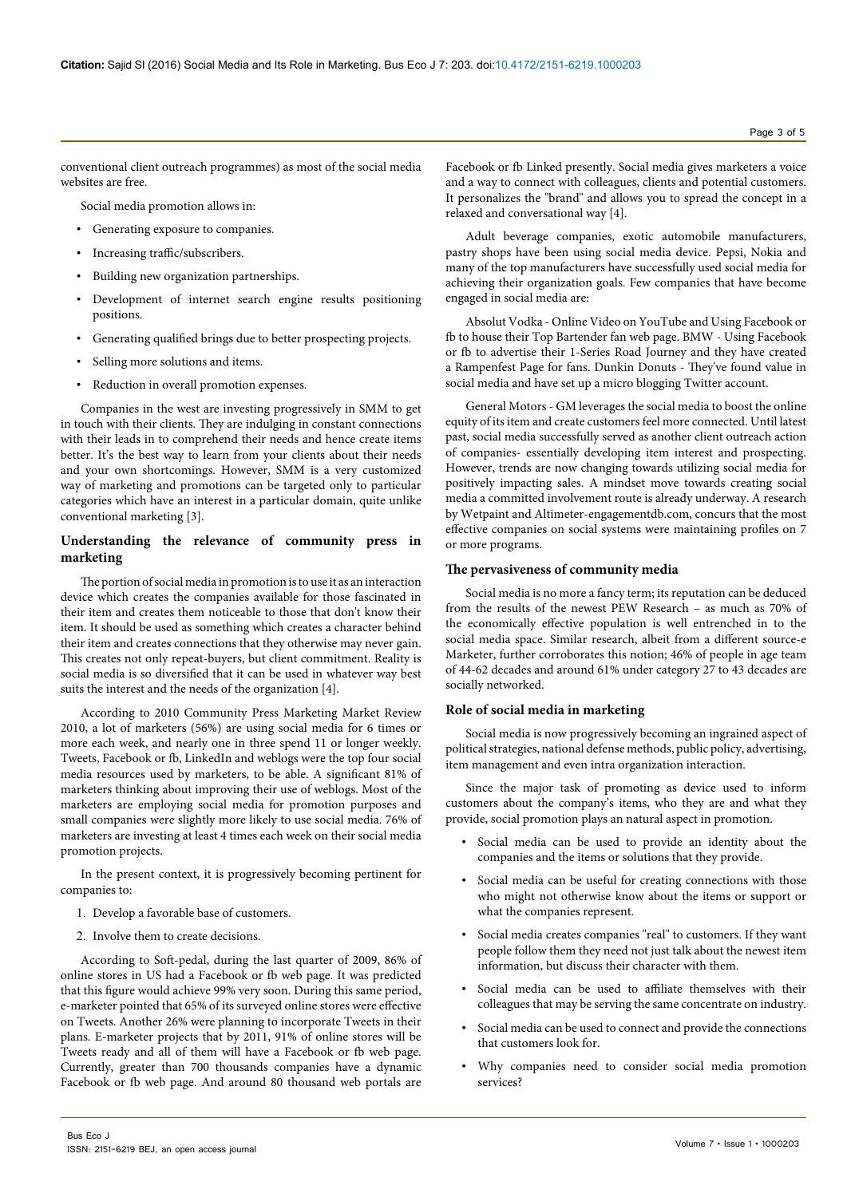conventional client outreach programmes) as most of the social media websites are free.

Social media promotion allows in:

- Generating exposure to companies.
- Increasing traffic/subscribers.
- Building new organization partnerships.
- Development of internet search engine results positioning positions.
- Generating qualified brings due to better prospecting projects.
- Selling more solutions and items.
- Reduction in overall promotion expenses.

Companies in the west are investing progressively in SMM to get in touch with their clients. They are indulging in constant connections with their leads in to comprehend their needs and hence create items better. It's the best way to learn from your clients about their needs and your own shortcomings. However, SMM is a very customized way of marketing and promotions can be targeted only to particular categories which have an interest in a particular domain, quite unlike conventional marketing [3].

## Understanding the relevance of community press in marketing

The portion of social media in promotion is to use it as an interaction device which creates the companies available for those fascinated in their item and creates them noticeable to those that don't know their item. It should be used as something which creates a character behind their item and creates connections that they otherwise may never gain. This creates not only repeat-buyers, but client commitment. Reality is social media is so diversified that it can be used in whatever way best suits the interest and the needs of the organization [4].

According to 2010 Community Press Marketing Market Review 2010, a lot of marketers (56%) are using social media for 6 times or more each week, and nearly one in three spend 11 or longer weekly. Tweets, Facebook or fb, LinkedIn and weblogs were the top four social media resources used by marketers, to be able. A significant 81% of marketers thinking about improving their use of weblogs. Most of the marketers are employing social media for promotion purposes and small companies were slightly more likely to use social media. 76% of marketers are investing at least 4 times each week on their social media promotion projects.

In the present context, it is progressively becoming pertinent for companies to:

1. Develop a favorable base of customers.
2. Involve them to create decisions.

According to Soft-pedal, during the last quarter of 2009, 86% of online stores in US had a Facebook or fb web page. It was predicted that this figure would achieve 99% very soon. During this same period, e-marketer pointed that 65% of its surveyed online stores were effective on Tweets. Another 26% were planning to incorporate Tweets in their plans. E-marketer projects that by 2011, 91% of online stores will be Tweets ready and all of them will have a Facebook or fb web page. Currently, greater than 700 thousands companies have a dynamic Facebook or fb web page. And around 80 thousand web portals are Facebook or fb Linked presently. Social media gives marketers a voice and a way to connect with colleagues, clients and potential customers. It personalizes the "brand" and allows you to spread the concept in a relaxed and conversational way [4].

Adult beverage companies, exotic automobile manufacturers, pastry shops have been using social media device. Pepsi, Nokia and many of the top manufacturers have successfully used social media for achieving their organization goals. Few companies that have become engaged in social media are:

Absolut Vodka - Online Video on YouTube and Using Facebook or fb to house their Top Bartender fan web page. BMW - Using Facebook or fb to advertise their 1-Series Road Journey and they have created a Rampenfest Page for fans. Dunkin Donuts - They've found value in social media and have set up a micro blogging Twitter account.

General Motors - GM leverages the social media to boost the online equity of its item and create customers feel more connected. Until latest past, social media successfully served as another client outreach action of companies- essentially developing item interest and prospecting. However, trends are now changing towards utilizing social media for positively impacting sales. A mindset move towards creating social media a committed involvement route is already underway. A research by Wetpaint and Altimeter-engagementdb.com, concurs that the most effective companies on social systems were maintaining profiles on 7 or more programs.

## The pervasiveness of community media

Social media is no more a fancy term; its reputation can be deduced from the results of the newest PEW Research – as much as 70% of the economically effective population is well entrenched in to the social media space. Similar research, albeit from a different source-e Marketer, further corroborates this notion; 46% of people in age team of 44-62 decades and around 61% under category 27 to 43 decades are socially networked.

## Role of social media in marketing

Social media is now progressively becoming an ingrained aspect of political strategies, national defense methods, public policy, advertising, item management and even intra organization interaction.

Since the major task of promoting as device used to inform customers about the company's items, who they are and what they provide, social promotion plays an natural aspect in promotion.

- Social media can be used to provide an identity about the companies and the items or solutions that they provide.
- Social media can be useful for creating connections with those who might not otherwise know about the items or support or what the companies represent.
- Social media creates companies "real" to customers. If they want people follow them they need not just talk about the newest item information, but discuss their character with them.
- Social media can be used to affiliate themselves with their colleagues that may be serving the same concentrate on industry.
- Social media can be used to connect and provide the connections that customers look for.
- Why companies need to consider social media promotion services?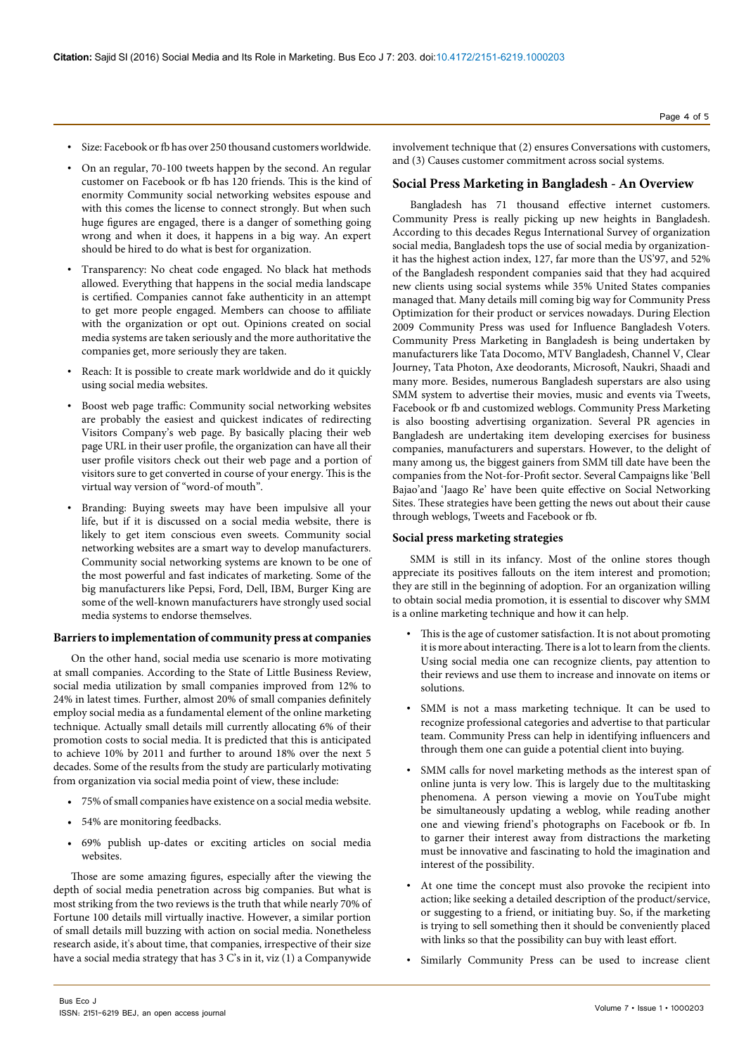- Size: Facebook or fb has over 250 thousand customers worldwide.
- On an regular, 70-100 tweets happen by the second. An regular customer on Facebook or fb has 120 friends. This is the kind of enormity Community social networking websites espouse and with this comes the license to connect strongly. But when such huge figures are engaged, there is a danger of something going wrong and when it does, it happens in a big way. An expert should be hired to do what is best for organization.
- Transparency: No cheat code engaged. No black hat methods allowed. Everything that happens in the social media landscape is certified. Companies cannot fake authenticity in an attempt to get more people engaged. Members can choose to affiliate with the organization or opt out. Opinions created on social media systems are taken seriously and the more authoritative the companies get, more seriously they are taken.
- Reach: It is possible to create mark worldwide and do it quickly using social media websites.
- Boost web page traffic: Community social networking websites are probably the easiest and quickest indicates of redirecting Visitors Company's web page. By basically placing their web page URL in their user profile, the organization can have all their user profile visitors check out their web page and a portion of visitors sure to get converted in course of your energy. This is the virtual way version of "word-of mouth".
- Branding: Buying sweets may have been impulsive all your life, but if it is discussed on a social media website, there is likely to get item conscious even sweets. Community social networking websites are a smart way to develop manufacturers. Community social networking systems are known to be one of the most powerful and fast indicates of marketing. Some of the big manufacturers like Pepsi, Ford, Dell, IBM, Burger King are some of the well-known manufacturers have strongly used social media systems to endorse themselves.

### Barriers to implementation of community press at companies

On the other hand, social media use scenario is more motivating at small companies. According to the State of Little Business Review, social media utilization by small companies improved from 12% to 24% in latest times. Further, almost 20% of small companies definitely employ social media as a fundamental element of the online marketing technique. Actually small details mill currently allocating 6% of their promotion costs to social media. It is predicted that this is anticipated to achieve 10% by 2011 and further to around 18% over the next 5 decades. Some of the results from the study are particularly motivating from organization via social media point of view, these include:

- 75% of small companies have existence on a social media website.
- 54% are monitoring feedbacks.
- 69% publish up-dates or exciting articles on social media websites.

Those are some amazing figures, especially after the viewing the depth of social media penetration across big companies. But what is most striking from the two reviews is the truth that while nearly 70% of Fortune 100 details mill virtually inactive. However, a similar portion of small details mill buzzing with action on social media. Nonetheless research aside, it's about time, that companies, irrespective of their size have a social media strategy that has 3 C's in it, viz (1) a Companywide involvement technique that (2) ensures Conversations with customers, and (3) Causes customer commitment across social systems.

## Social Press Marketing in Bangladesh - An Overview

Bangladesh has 71 thousand effective internet customers. Community Press is really picking up new heights in Bangladesh. According to this decades Regus International Survey of organization social media, Bangladesh tops the use of social media by organization-it has the highest action index, 127, far more than the US'97, and 52% of the Bangladesh respondent companies said that they had acquired new clients using social systems while 35% United States companies managed that. Many details mill coming big way for Community Press Optimization for their product or services nowadays. During Election 2009 Community Press was used for Influence Bangladesh Voters. Community Press Marketing in Bangladesh is being undertaken by manufacturers like Tata Docomo, MTV Bangladesh, Channel V, Clear Journey, Tata Photon, Axe deodorants, Microsoft, Naukri, Shaadi and many more. Besides, numerous Bangladesh superstars are also using SMM system to advertise their movies, music and events via Tweets, Facebook or fb and customized weblogs. Community Press Marketing is also boosting advertising organization. Several PR agencies in Bangladesh are undertaking item developing exercises for business companies, manufacturers and superstars. However, to the delight of many among us, the biggest gainers from SMM till date have been the companies from the Not-for-Profit sector. Several Campaigns like 'Bell Bajao'and 'Jaago Re' have been quite effective on Social Networking Sites. These strategies have been getting the news out about their cause through weblogs, Tweets and Facebook or fb.

### Social press marketing strategies

SMM is still in its infancy. Most of the online stores though appreciate its positives fallouts on the item interest and promotion; they are still in the beginning of adoption. For an organization willing to obtain social media promotion, it is essential to discover why SMM is a online marketing technique and how it can help.

- This is the age of customer satisfaction. It is not about promoting it is more about interacting. There is a lot to learn from the clients. Using social media one can recognize clients, pay attention to their reviews and use them to increase and innovate on items or solutions.
- SMM is not a mass marketing technique. It can be used to recognize professional categories and advertise to that particular team. Community Press can help in identifying influencers and through them one can guide a potential client into buying.
- SMM calls for novel marketing methods as the interest span of online junta is very low. This is largely due to the multitasking phenomena. A person viewing a movie on YouTube might be simultaneously updating a weblog, while reading another one and viewing friend's photographs on Facebook or fb. In to garner their interest away from distractions the marketing must be innovative and fascinating to hold the imagination and interest of the possibility.
- At one time the concept must also provoke the recipient into action; like seeking a detailed description of the product/service, or suggesting to a friend, or initiating buy. So, if the marketing is trying to sell something then it should be conveniently placed with links so that the possibility can buy with least effort.
- Similarly Community Press can be used to increase client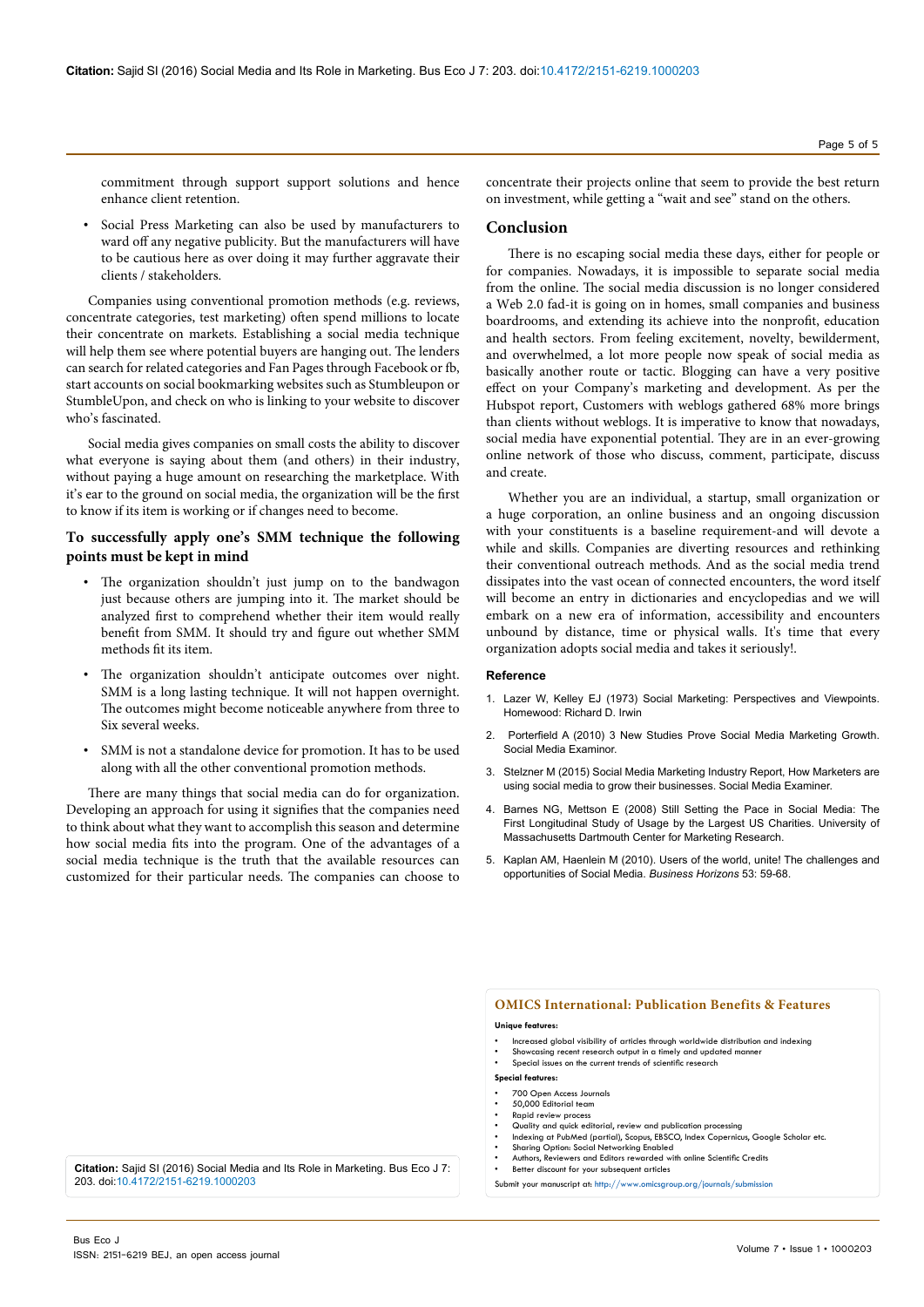commitment through support support solutions and hence enhance client retention.

- Social Press Marketing can also be used by manufacturers to ward off any negative publicity. But the manufacturers will have to be cautious here as over doing it may further aggravate their clients / stakeholders.

Companies using conventional promotion methods (e.g. reviews, concentrate categories, test marketing) often spend millions to locate their concentrate on markets. Establishing a social media technique will help them see where potential buyers are hanging out. The lenders can search for related categories and Fan Pages through Facebook or fb, start accounts on social bookmarking websites such as Stumbleupon or StumbleUpon, and check on who is linking to your website to discover who's fascinated.

Social media gives companies on small costs the ability to discover what everyone is saying about them (and others) in their industry, without paying a huge amount on researching the marketplace. With it's ear to the ground on social media, the organization will be the first to know if its item is working or if changes need to become.

### To successfully apply one's SMM technique the following points must be kept in mind

- The organization shouldn't just jump on to the bandwagon just because others are jumping into it. The market should be analyzed first to comprehend whether their item would really benefit from SMM. It should try and figure out whether SMM methods fit its item.
- The organization shouldn't anticipate outcomes over night. SMM is a long lasting technique. It will not happen overnight. The outcomes might become noticeable anywhere from three to Six several weeks.
- SMM is not a standalone device for promotion. It has to be used along with all the other conventional promotion methods.

There are many things that social media can do for organization. Developing an approach for using it signifies that the companies need to think about what they want to accomplish this season and determine how social media fits into the program. One of the advantages of a social media technique is the truth that the available resources can customized for their particular needs. The companies can choose to concentrate their projects online that seem to provide the best return on investment, while getting a "wait and see" stand on the others.

## Conclusion

There is no escaping social media these days, either for people or for companies. Nowadays, it is impossible to separate social media from the online. The social media discussion is no longer considered a Web 2.0 fad-it is going on in homes, small companies and business boardrooms, and extending its achieve into the nonprofit, education and health sectors. From feeling excitement, novelty, bewilderment, and overwhelmed, a lot more people now speak of social media as basically another route or tactic. Blogging can have a very positive effect on your Company's marketing and development. As per the Hubspot report, Customers with weblogs gathered 68% more brings than clients without weblogs. It is imperative to know that nowadays, social media have exponential potential. They are in an ever-growing online network of those who discuss, comment, participate, discuss and create.

Whether you are an individual, a startup, small organization or a huge corporation, an online business and an ongoing discussion with your constituents is a baseline requirement-and will devote a while and skills. Companies are diverting resources and rethinking their conventional outreach methods. And as the social media trend dissipates into the vast ocean of connected encounters, the word itself will become an entry in dictionaries and encyclopedias and we will embark on a new era of information, accessibility and encounters unbound by distance, time or physical walls. It's time that every organization adopts social media and takes it seriously!.

### Reference

1. Lazer W, Kelley EJ (1973) Social Marketing: Perspectives and Viewpoints. Homewood: Richard D. Irwin
2. Porterfield A (2010) 3 New Studies Prove Social Media Marketing Growth. Social Media Examinor.
3. Stelzner M (2015) Social Media Marketing Industry Report, How Marketers are using social media to grow their businesses. Social Media Examiner.
4. Barnes NG, Mettson E (2008) Still Setting the Pace in Social Media: The First Longitudinal Study of Usage by the Largest US Charities. University of Massachusetts Dartmouth Center for Marketing Research.
5. Kaplan AM, Haenlein M (2010). Users of the world, unite! The challenges and opportunities of Social Media. *Business Horizons* 53: 59-68.

**OMICS International: Publication Benefits & Features**

**Unique features:**

- Increased global visibility of articles through worldwide distribution and indexing
- Showcasing recent research output in a timely and updated manner
- Special issues on the current trends of scientific research

**Special features:**

- 700 Open Access Journals
- 50,000 Editorial team
- Rapid review process
- Quality and quick editorial, review and publication processing
- Indexing at PubMed (partial), Scopus, EBSCO, Index Copernicus, Google Scholar etc.
- Sharing Option: Social Networking Enabled
- Authors, Reviewers and Editors rewarded with online Scientific Credits
- Better discount for your subsequent articles

Submit your manuscript at: http://www.omicsgroup.org/journals/submission

**Citation:** Sajid SI (2016) Social Media and Its Role in Marketing. Bus Eco J 7: 203. doi:10.4172/2151-6219.1000203